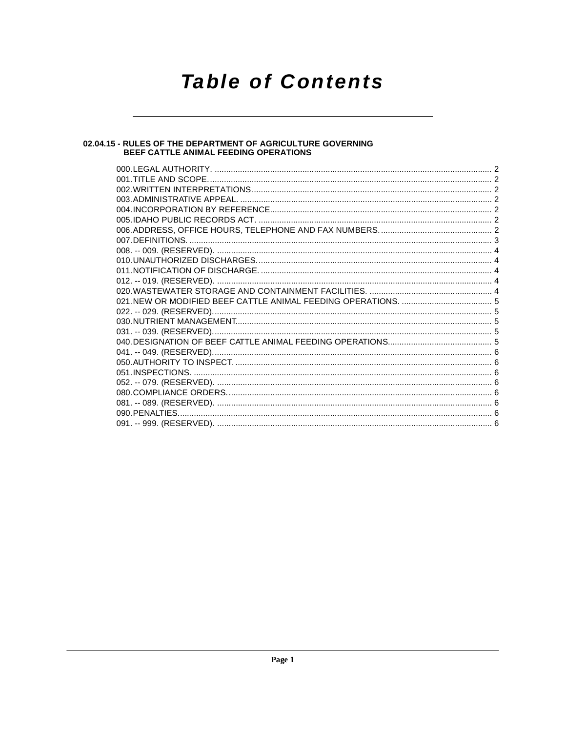# Table of Contents

## 02.04.15 - RULES OF THE DEPARTMENT OF AGRICULTURE GOVERNING BEEF CATTLE ANIMAL FEEDING OPERATIONS

000. LEGAL AUTHORITY. .......... 2
001. TITLE AND SCOPE. .......... 2
002. WRITTEN INTERPRETATIONS. .......... 2
003. ADMINISTRATIVE APPEAL. .......... 2
004. INCORPORATION BY REFERENCE. .......... 2
005. IDAHO PUBLIC RECORDS ACT. .......... 2
006. ADDRESS, OFFICE HOURS, TELEPHONE AND FAX NUMBERS. .......... 2
007. DEFINITIONS. .......... 3
008. -- 009. (RESERVED). .......... 4
010. UNAUTHORIZED DISCHARGES. .......... 4
011. NOTIFICATION OF DISCHARGE. .......... 4
012. -- 019. (RESERVED). .......... 4
020. WASTEWATER STORAGE AND CONTAINMENT FACILITIES. .......... 4
021. NEW OR MODIFIED BEEF CATTLE ANIMAL FEEDING OPERATIONS. .......... 5
022. -- 029. (RESERVED). .......... 5
030. NUTRIENT MANAGEMENT. .......... 5
031. -- 039. (RESERVED). .......... 5
040. DESIGNATION OF BEEF CATTLE ANIMAL FEEDING OPERATIONS. .......... 5
041. -- 049. (RESERVED). .......... 6
050. AUTHORITY TO INSPECT. .......... 6
051. INSPECTIONS. .......... 6
052. -- 079. (RESERVED). .......... 6
080. COMPLIANCE ORDERS. .......... 6
081. -- 089. (RESERVED). .......... 6
090. PENALTIES. .......... 6
091. -- 999. (RESERVED). .......... 6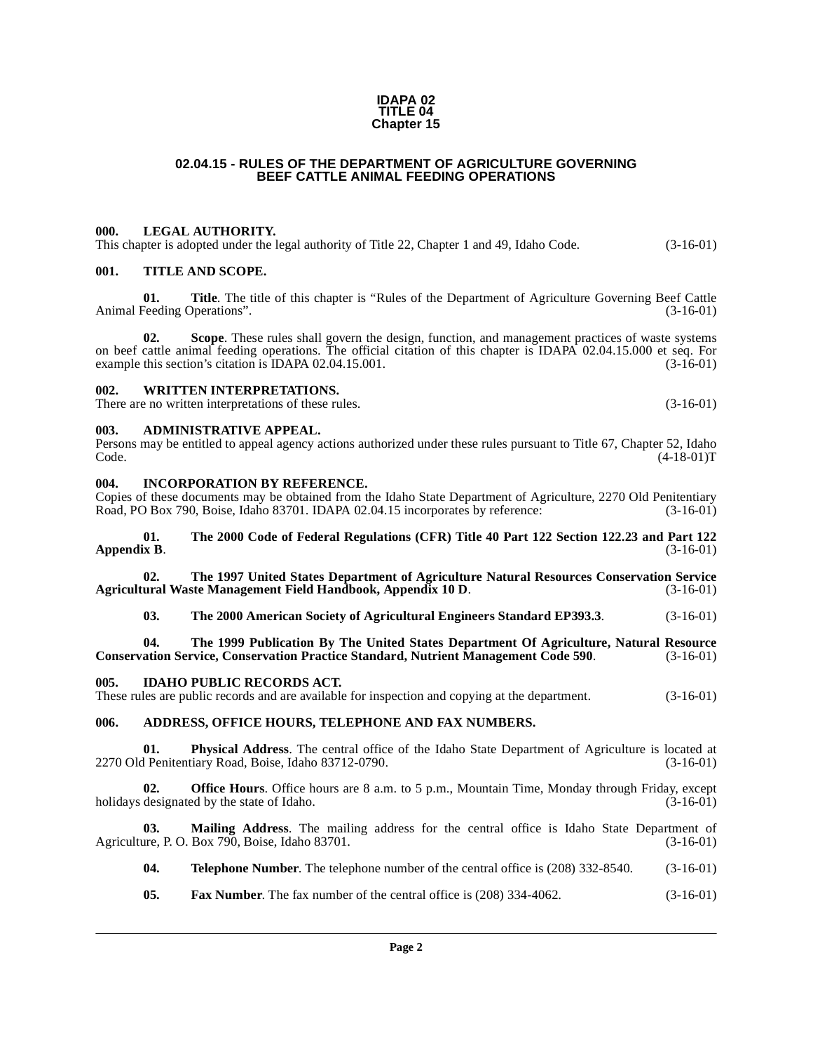**IDAPA 02**
**TITLE 04**
**Chapter 15**

# 02.04.15 - RULES OF THE DEPARTMENT OF AGRICULTURE GOVERNING BEEF CATTLE ANIMAL FEEDING OPERATIONS

### 000. LEGAL AUTHORITY.

This chapter is adopted under the legal authority of Title 22, Chapter 1 and 49, Idaho Code. (3-16-01)

### 001. TITLE AND SCOPE.

**01. Title**. The title of this chapter is "Rules of the Department of Agriculture Governing Beef Cattle Animal Feeding Operations". (3-16-01)

**02. Scope**. These rules shall govern the design, function, and management practices of waste systems on beef cattle animal feeding operations. The official citation of this chapter is IDAPA 02.04.15.000 et seq. For example this section's citation is IDAPA 02.04.15.001. (3-16-01)

### 002. WRITTEN INTERPRETATIONS.

There are no written interpretations of these rules. (3-16-01)

### 003. ADMINISTRATIVE APPEAL.

Persons may be entitled to appeal agency actions authorized under these rules pursuant to Title 67, Chapter 52, Idaho Code. (4-18-01)T

### 004. INCORPORATION BY REFERENCE.

Copies of these documents may be obtained from the Idaho State Department of Agriculture, 2270 Old Penitentiary Road, PO Box 790, Boise, Idaho 83701. IDAPA 02.04.15 incorporates by reference: (3-16-01)

**01. The 2000 Code of Federal Regulations (CFR) Title 40 Part 122 Section 122.23 and Part 122 Appendix B**. (3-16-01)

**02. The 1997 United States Department of Agriculture Natural Resources Conservation Service Agricultural Waste Management Field Handbook, Appendix 10 D**. (3-16-01)

**03. The 2000 American Society of Agricultural Engineers Standard EP393.3**. (3-16-01)

**04. The 1999 Publication By The United States Department Of Agriculture, Natural Resource Conservation Service, Conservation Practice Standard, Nutrient Management Code 590**. (3-16-01)

### 005. IDAHO PUBLIC RECORDS ACT.

These rules are public records and are available for inspection and copying at the department. (3-16-01)

### 006. ADDRESS, OFFICE HOURS, TELEPHONE AND FAX NUMBERS.

**01. Physical Address**. The central office of the Idaho State Department of Agriculture is located at 2270 Old Penitentiary Road, Boise, Idaho 83712-0790. (3-16-01)

**02. Office Hours**. Office hours are 8 a.m. to 5 p.m., Mountain Time, Monday through Friday, except holidays designated by the state of Idaho. (3-16-01)

**03. Mailing Address**. The mailing address for the central office is Idaho State Department of Agriculture, P. O. Box 790, Boise, Idaho 83701. (3-16-01)

**04. Telephone Number**. The telephone number of the central office is (208) 332-8540. (3-16-01)

**05. Fax Number**. The fax number of the central office is (208) 334-4062. (3-16-01)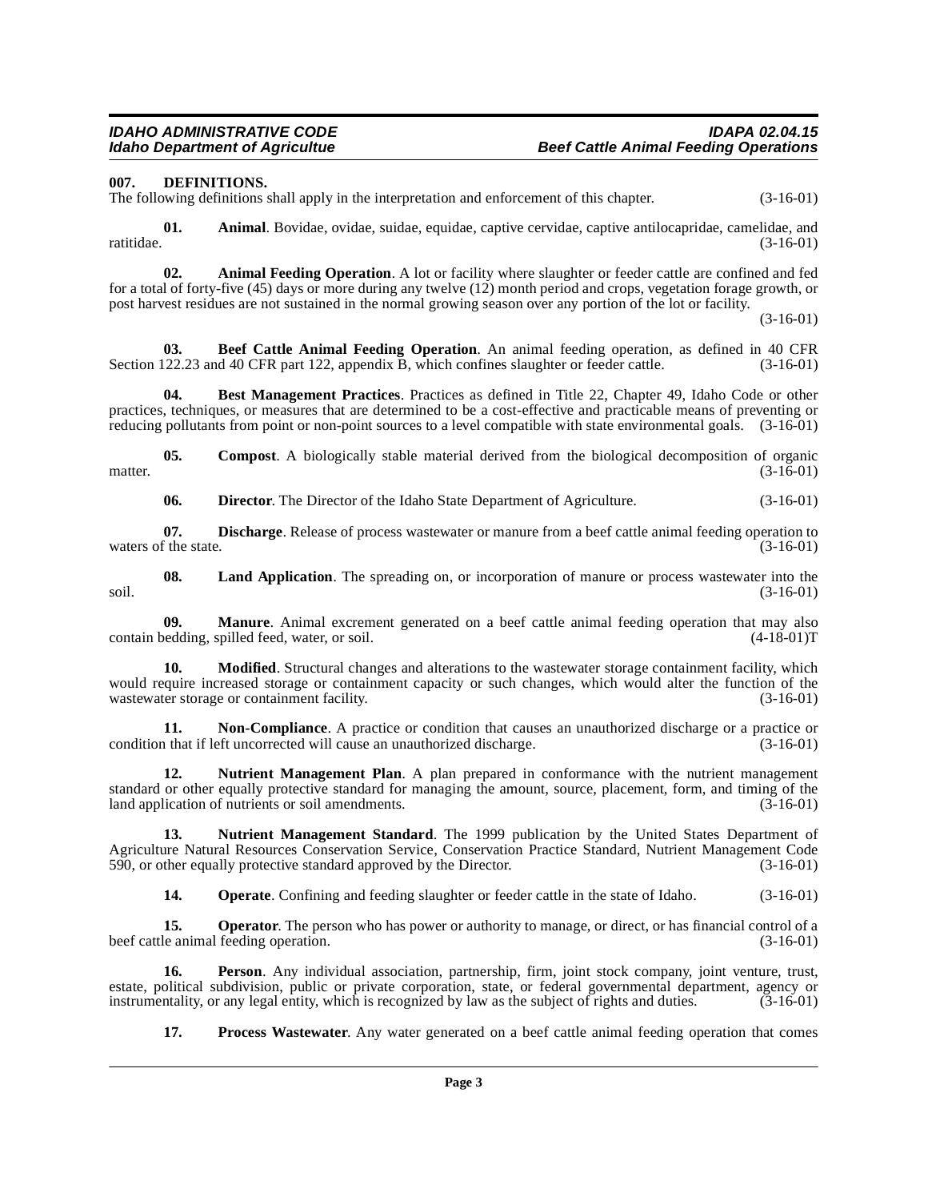### 007. DEFINITIONS.

The following definitions shall apply in the interpretation and enforcement of this chapter. (3-16-01)

**01. Animal**. Bovidae, ovidae, suidae, equidae, captive cervidae, captive antilocapridae, camelidae, and ratitidae. (3-16-01)

**02. Animal Feeding Operation**. A lot or facility where slaughter or feeder cattle are confined and fed for a total of forty-five (45) days or more during any twelve (12) month period and crops, vegetation forage growth, or post harvest residues are not sustained in the normal growing season over any portion of the lot or facility. (3-16-01)

**03. Beef Cattle Animal Feeding Operation**. An animal feeding operation, as defined in 40 CFR Section 122.23 and 40 CFR part 122, appendix B, which confines slaughter or feeder cattle. (3-16-01)

**04. Best Management Practices**. Practices as defined in Title 22, Chapter 49, Idaho Code or other practices, techniques, or measures that are determined to be a cost-effective and practicable means of preventing or reducing pollutants from point or non-point sources to a level compatible with state environmental goals. (3-16-01)

**05. Compost**. A biologically stable material derived from the biological decomposition of organic matter. (3-16-01)

**06. Director**. The Director of the Idaho State Department of Agriculture. (3-16-01)

**07. Discharge**. Release of process wastewater or manure from a beef cattle animal feeding operation to waters of the state. (3-16-01)

**08. Land Application**. The spreading on, or incorporation of manure or process wastewater into the soil. (3-16-01)

**09. Manure**. Animal excrement generated on a beef cattle animal feeding operation that may also contain bedding, spilled feed, water, or soil. (4-18-01)T

**10. Modified**. Structural changes and alterations to the wastewater storage containment facility, which would require increased storage or containment capacity or such changes, which would alter the function of the wastewater storage or containment facility. (3-16-01)

**11. Non-Compliance**. A practice or condition that causes an unauthorized discharge or a practice or condition that if left uncorrected will cause an unauthorized discharge. (3-16-01)

**12. Nutrient Management Plan**. A plan prepared in conformance with the nutrient management standard or other equally protective standard for managing the amount, source, placement, form, and timing of the land application of nutrients or soil amendments. (3-16-01)

**13. Nutrient Management Standard**. The 1999 publication by the United States Department of Agriculture Natural Resources Conservation Service, Conservation Practice Standard, Nutrient Management Code 590, or other equally protective standard approved by the Director. (3-16-01)

**14. Operate**. Confining and feeding slaughter or feeder cattle in the state of Idaho. (3-16-01)

**15. Operator**. The person who has power or authority to manage, or direct, or has financial control of a beef cattle animal feeding operation. (3-16-01)

**16. Person**. Any individual association, partnership, firm, joint stock company, joint venture, trust, estate, political subdivision, public or private corporation, state, or federal governmental department, agency or instrumentality, or any legal entity, which is recognized by law as the subject of rights and duties. (3-16-01)

**17. Process Wastewater**. Any water generated on a beef cattle animal feeding operation that comes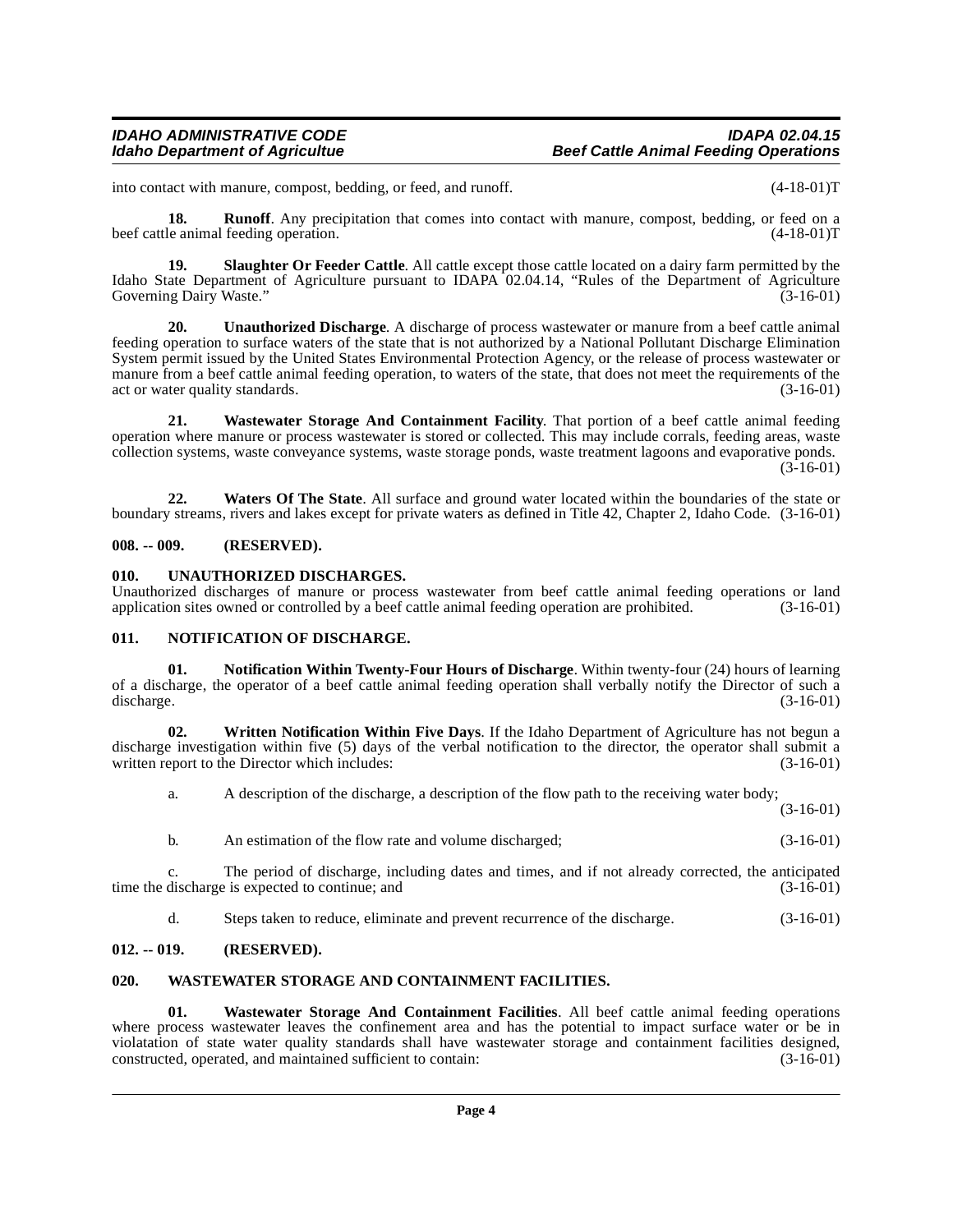into contact with manure, compost, bedding, or feed, and runoff. (4-18-01)T

**18. Runoff**. Any precipitation that comes into contact with manure, compost, bedding, or feed on a beef cattle animal feeding operation. (4-18-01)T

**19. Slaughter Or Feeder Cattle**. All cattle except those cattle located on a dairy farm permitted by the Idaho State Department of Agriculture pursuant to IDAPA 02.04.14, "Rules of the Department of Agriculture Governing Dairy Waste." (3-16-01)

**20. Unauthorized Discharge**. A discharge of process wastewater or manure from a beef cattle animal feeding operation to surface waters of the state that is not authorized by a National Pollutant Discharge Elimination System permit issued by the United States Environmental Protection Agency, or the release of process wastewater or manure from a beef cattle animal feeding operation, to waters of the state, that does not meet the requirements of the act or water quality standards. (3-16-01)

**21. Wastewater Storage And Containment Facility**. That portion of a beef cattle animal feeding operation where manure or process wastewater is stored or collected. This may include corrals, feeding areas, waste collection systems, waste conveyance systems, waste storage ponds, waste treatment lagoons and evaporative ponds. (3-16-01)

**22. Waters Of The State**. All surface and ground water located within the boundaries of the state or boundary streams, rivers and lakes except for private waters as defined in Title 42, Chapter 2, Idaho Code. (3-16-01)

## 008. -- 009. (RESERVED).

## 010. UNAUTHORIZED DISCHARGES.

Unauthorized discharges of manure or process wastewater from beef cattle animal feeding operations or land application sites owned or controlled by a beef cattle animal feeding operation are prohibited. (3-16-01)

## 011. NOTIFICATION OF DISCHARGE.

**01. Notification Within Twenty-Four Hours of Discharge**. Within twenty-four (24) hours of learning of a discharge, the operator of a beef cattle animal feeding operation shall verbally notify the Director of such a discharge. (3-16-01)

**02. Written Notification Within Five Days**. If the Idaho Department of Agriculture has not begun a discharge investigation within five (5) days of the verbal notification to the director, the operator shall submit a written report to the Director which includes: (3-16-01)

a. A description of the discharge, a description of the flow path to the receiving water body; (3-16-01)

b. An estimation of the flow rate and volume discharged; (3-16-01)

c. The period of discharge, including dates and times, and if not already corrected, the anticipated time the discharge is expected to continue; and (3-16-01)

d. Steps taken to reduce, eliminate and prevent recurrence of the discharge. (3-16-01)

## 012. -- 019. (RESERVED).

## 020. WASTEWATER STORAGE AND CONTAINMENT FACILITIES.

**01. Wastewater Storage And Containment Facilities**. All beef cattle animal feeding operations where process wastewater leaves the confinement area and has the potential to impact surface water or be in violatation of state water quality standards shall have wastewater storage and containment facilities designed, constructed, operated, and maintained sufficient to contain: (3-16-01)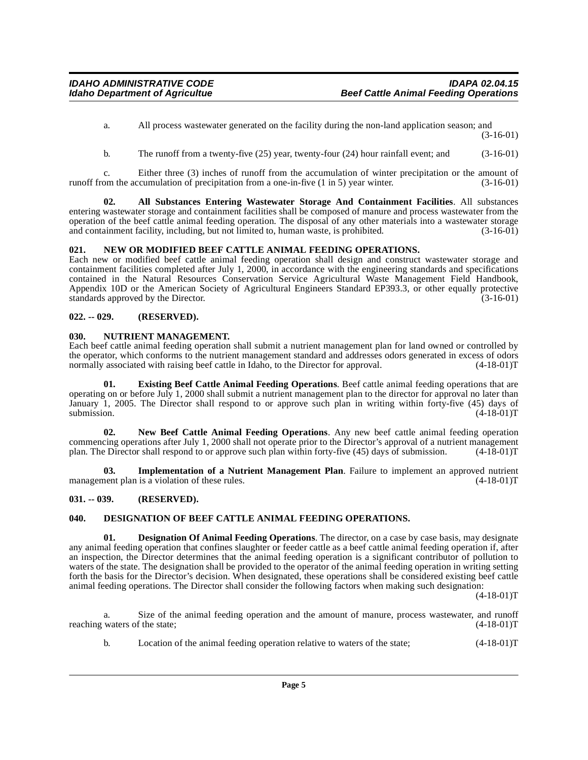a. All process wastewater generated on the facility during the non-land application season; and (3-16-01)

b. The runoff from a twenty-five (25) year, twenty-four (24) hour rainfall event; and (3-16-01)

c. Either three (3) inches of runoff from the accumulation of winter precipitation or the amount of runoff from the accumulation of precipitation from a one-in-five (1 in 5) year winter. (3-16-01)

**02. All Substances Entering Wastewater Storage And Containment Facilities**. All substances entering wastewater storage and containment facilities shall be composed of manure and process wastewater from the operation of the beef cattle animal feeding operation. The disposal of any other materials into a wastewater storage and containment facility, including, but not limited to, human waste, is prohibited. (3-16-01)

## 021. NEW OR MODIFIED BEEF CATTLE ANIMAL FEEDING OPERATIONS.

Each new or modified beef cattle animal feeding operation shall design and construct wastewater storage and containment facilities completed after July 1, 2000, in accordance with the engineering standards and specifications contained in the Natural Resources Conservation Service Agricultural Waste Management Field Handbook, Appendix 10D or the American Society of Agricultural Engineers Standard EP393.3, or other equally protective standards approved by the Director. (3-16-01)

## 022. -- 029. (RESERVED).

## 030. NUTRIENT MANAGEMENT.

Each beef cattle animal feeding operation shall submit a nutrient management plan for land owned or controlled by the operator, which conforms to the nutrient management standard and addresses odors generated in excess of odors normally associated with raising beef cattle in Idaho, to the Director for approval. (4-18-01)T

**01. Existing Beef Cattle Animal Feeding Operations**. Beef cattle animal feeding operations that are operating on or before July 1, 2000 shall submit a nutrient management plan to the director for approval no later than January 1, 2005. The Director shall respond to or approve such plan in writing within forty-five (45) days of submission. (4-18-01)T

**02. New Beef Cattle Animal Feeding Operations**. Any new beef cattle animal feeding operation commencing operations after July 1, 2000 shall not operate prior to the Director's approval of a nutrient management plan. The Director shall respond to or approve such plan within forty-five (45) days of submission. (4-18-01)T

**03. Implementation of a Nutrient Management Plan**. Failure to implement an approved nutrient management plan is a violation of these rules. (4-18-01)T

## 031. -- 039. (RESERVED).

## 040. DESIGNATION OF BEEF CATTLE ANIMAL FEEDING OPERATIONS.

**01. Designation Of Animal Feeding Operations**. The director, on a case by case basis, may designate any animal feeding operation that confines slaughter or feeder cattle as a beef cattle animal feeding operation if, after an inspection, the Director determines that the animal feeding operation is a significant contributor of pollution to waters of the state. The designation shall be provided to the operator of the animal feeding operation in writing setting forth the basis for the Director's decision. When designated, these operations shall be considered existing beef cattle animal feeding operations. The Director shall consider the following factors when making such designation: (4-18-01)T

a. Size of the animal feeding operation and the amount of manure, process wastewater, and runoff reaching waters of the state; (4-18-01)T

b. Location of the animal feeding operation relative to waters of the state; (4-18-01)T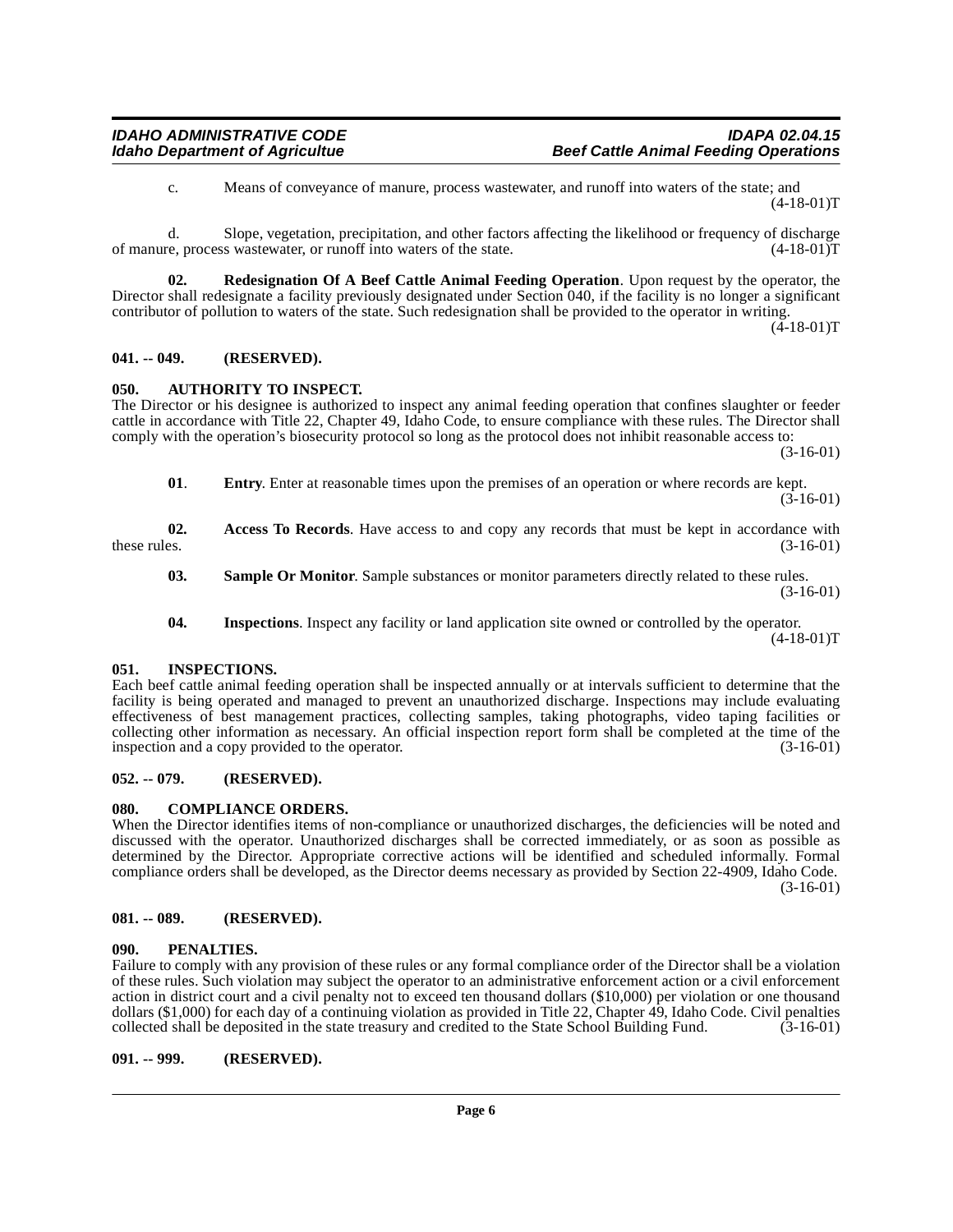c. Means of conveyance of manure, process wastewater, and runoff into waters of the state; and (4-18-01)T

d. Slope, vegetation, precipitation, and other factors affecting the likelihood or frequency of discharge of manure, process wastewater, or runoff into waters of the state. (4-18-01)T

**02. Redesignation Of A Beef Cattle Animal Feeding Operation**. Upon request by the operator, the Director shall redesignate a facility previously designated under Section 040, if the facility is no longer a significant contributor of pollution to waters of the state. Such redesignation shall be provided to the operator in writing. (4-18-01)T

## 041. -- 049. (RESERVED).

## 050. AUTHORITY TO INSPECT.

The Director or his designee is authorized to inspect any animal feeding operation that confines slaughter or feeder cattle in accordance with Title 22, Chapter 49, Idaho Code, to ensure compliance with these rules. The Director shall comply with the operation's biosecurity protocol so long as the protocol does not inhibit reasonable access to: (3-16-01)

**01**. **Entry**. Enter at reasonable times upon the premises of an operation or where records are kept. (3-16-01)

**02. Access To Records**. Have access to and copy any records that must be kept in accordance with these rules. (3-16-01)

**03. Sample Or Monitor**. Sample substances or monitor parameters directly related to these rules. (3-16-01)

**04. Inspections**. Inspect any facility or land application site owned or controlled by the operator. (4-18-01)T

## 051. INSPECTIONS.

Each beef cattle animal feeding operation shall be inspected annually or at intervals sufficient to determine that the facility is being operated and managed to prevent an unauthorized discharge. Inspections may include evaluating effectiveness of best management practices, collecting samples, taking photographs, video taping facilities or collecting other information as necessary. An official inspection report form shall be completed at the time of the inspection and a copy provided to the operator. (3-16-01)

## 052. -- 079. (RESERVED).

## 080. COMPLIANCE ORDERS.

When the Director identifies items of non-compliance or unauthorized discharges, the deficiencies will be noted and discussed with the operator. Unauthorized discharges shall be corrected immediately, or as soon as possible as determined by the Director. Appropriate corrective actions will be identified and scheduled informally. Formal compliance orders shall be developed, as the Director deems necessary as provided by Section 22-4909, Idaho Code. (3-16-01)

## 081. -- 089. (RESERVED).

## 090. PENALTIES.

Failure to comply with any provision of these rules or any formal compliance order of the Director shall be a violation of these rules. Such violation may subject the operator to an administrative enforcement action or a civil enforcement action in district court and a civil penalty not to exceed ten thousand dollars ($10,000) per violation or one thousand dollars ($1,000) for each day of a continuing violation as provided in Title 22, Chapter 49, Idaho Code. Civil penalties collected shall be deposited in the state treasury and credited to the State School Building Fund. (3-16-01)

## 091. -- 999. (RESERVED).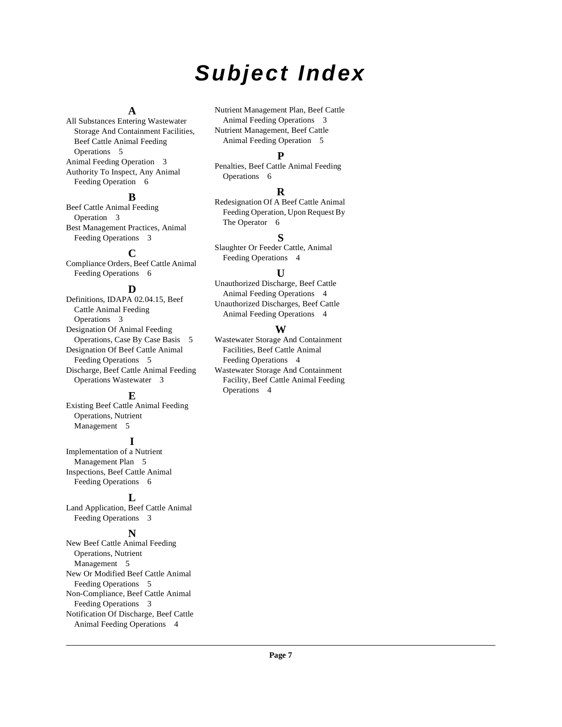# Subject Index

### A

All Substances Entering Wastewater Storage And Containment Facilities, Beef Cattle Animal Feeding Operations 5
Animal Feeding Operation 3
Authority To Inspect, Any Animal Feeding Operation 6

### B

Beef Cattle Animal Feeding Operation 3
Best Management Practices, Animal Feeding Operations 3

### C

Compliance Orders, Beef Cattle Animal Feeding Operations 6

### D

Definitions, IDAPA 02.04.15, Beef Cattle Animal Feeding Operations 3
Designation Of Animal Feeding Operations, Case By Case Basis 5
Designation Of Beef Cattle Animal Feeding Operations 5
Discharge, Beef Cattle Animal Feeding Operations Wastewater 3

### E

Existing Beef Cattle Animal Feeding Operations, Nutrient Management 5

### I

Implementation of a Nutrient Management Plan 5
Inspections, Beef Cattle Animal Feeding Operations 6

### L

Land Application, Beef Cattle Animal Feeding Operations 3

### N

New Beef Cattle Animal Feeding Operations, Nutrient Management 5
New Or Modified Beef Cattle Animal Feeding Operations 5
Non-Compliance, Beef Cattle Animal Feeding Operations 3
Notification Of Discharge, Beef Cattle Animal Feeding Operations 4
Nutrient Management Plan, Beef Cattle Animal Feeding Operations 3
Nutrient Management, Beef Cattle Animal Feeding Operation 5

### P

Penalties, Beef Cattle Animal Feeding Operations 6

### R

Redesignation Of A Beef Cattle Animal Feeding Operation, Upon Request By The Operator 6

### S

Slaughter Or Feeder Cattle, Animal Feeding Operations 4

### U

Unauthorized Discharge, Beef Cattle Animal Feeding Operations 4
Unauthorized Discharges, Beef Cattle Animal Feeding Operations 4

### W

Wastewater Storage And Containment Facilities, Beef Cattle Animal Feeding Operations 4
Wastewater Storage And Containment Facility, Beef Cattle Animal Feeding Operations 4